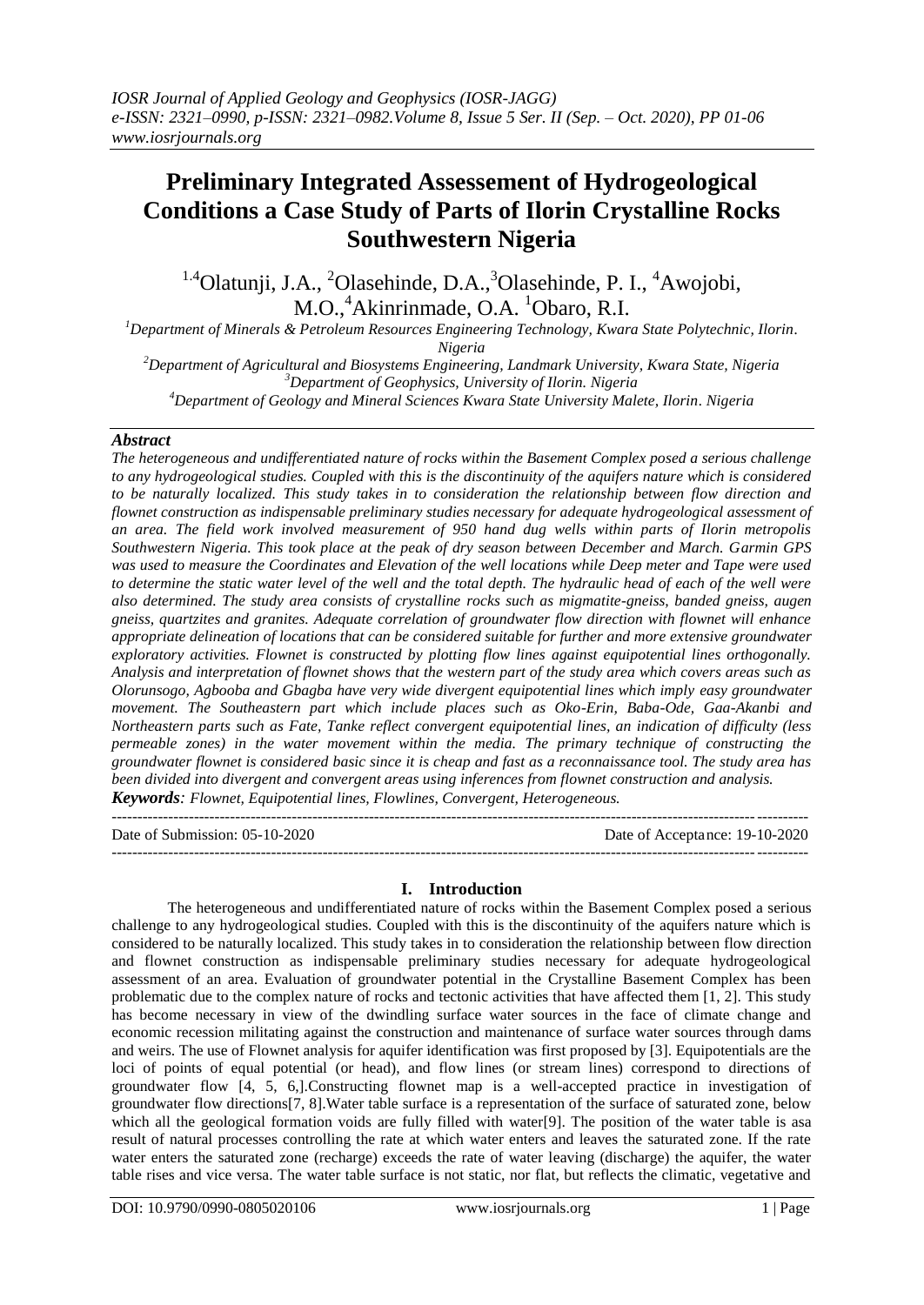# Preliminary Integrated Assessement of Hydrogeological Conditions a Case Study of Parts of Ilorin Crystalline Rocks Southwestern Nigeria

[1,4]Olatunji, J.A., [2]Olasehinde, D.A.,[3]Olasehinde, P. I., [4]Awojobi, M.O.,[4]Akinrinmade, O.A. [1]Obaro, R.I.

[1]Department of Minerals & Petroleum Resources Engineering Technology, Kwara State Polytechnic, Ilorin. Nigeria
[2]Department of Agricultural and Biosystems Engineering, Landmark University, Kwara State, Nigeria
[3]Department of Geophysics, University of Ilorin. Nigeria
[4]Department of Geology and Mineral Sciences Kwara State University Malete, Ilorin. Nigeria

## *Abstract*

*The heterogeneous and undifferentiated nature of rocks within the Basement Complex posed a serious challenge to any hydrogeological studies. Coupled with this is the discontinuity of the aquifers nature which is considered to be naturally localized. This study takes in to consideration the relationship between flow direction and flownet construction as indispensable preliminary studies necessary for adequate hydrogeological assessment of an area. The field work involved measurement of 950 hand dug wells within parts of Ilorin metropolis Southwestern Nigeria. This took place at the peak of dry season between December and March. Garmin GPS was used to measure the Coordinates and Elevation of the well locations while Deep meter and Tape were used to determine the static water level of the well and the total depth. The hydraulic head of each of the well were also determined. The study area consists of crystalline rocks such as migmatite-gneiss, banded gneiss, augen gneiss, quartzites and granites. Adequate correlation of groundwater flow direction with flownet will enhance appropriate delineation of locations that can be considered suitable for further and more extensive groundwater exploratory activities. Flownet is constructed by plotting flow lines against equipotential lines orthogonally. Analysis and interpretation of flownet shows that the western part of the study area which covers areas such as Olorunsogo, Agbooba and Gbagba have very wide divergent equipotential lines which imply easy groundwater movement. The Southeastern part which include places such as Oko-Erin, Baba-Ode, Gaa-Akanbi and Northeastern parts such as Fate, Tanke reflect convergent equipotential lines, an indication of difficulty (less permeable zones) in the water movement within the media. The primary technique of constructing the groundwater flownet is considered basic since it is cheap and fast as a reconnaissance tool. The study area has been divided into divergent and convergent areas using inferences from flownet construction and analysis.*

***Keywords****: Flownet, Equipotential lines, Flowlines, Convergent, Heterogeneous.*

Date of Submission: 05-10-2020 Date of Acceptance: 19-10-2020

## I. Introduction

The heterogeneous and undifferentiated nature of rocks within the Basement Complex posed a serious challenge to any hydrogeological studies. Coupled with this is the discontinuity of the aquifers nature which is considered to be naturally localized. This study takes in to consideration the relationship between flow direction and flownet construction as indispensable preliminary studies necessary for adequate hydrogeological assessment of an area. Evaluation of groundwater potential in the Crystalline Basement Complex has been problematic due to the complex nature of rocks and tectonic activities that have affected them [1, 2]. This study has become necessary in view of the dwindling surface water sources in the face of climate change and economic recession militating against the construction and maintenance of surface water sources through dams and weirs. The use of Flownet analysis for aquifer identification was first proposed by [3]. Equipotentials are the loci of points of equal potential (or head), and flow lines (or stream lines) correspond to directions of groundwater flow [4, 5, 6,].Constructing flownet map is a well-accepted practice in investigation of groundwater flow directions[7, 8].Water table surface is a representation of the surface of saturated zone, below which all the geological formation voids are fully filled with water[9]. The position of the water table is asa result of natural processes controlling the rate at which water enters and leaves the saturated zone. If the rate water enters the saturated zone (recharge) exceeds the rate of water leaving (discharge) the aquifer, the water table rises and vice versa. The water table surface is not static, nor flat, but reflects the climatic, vegetative and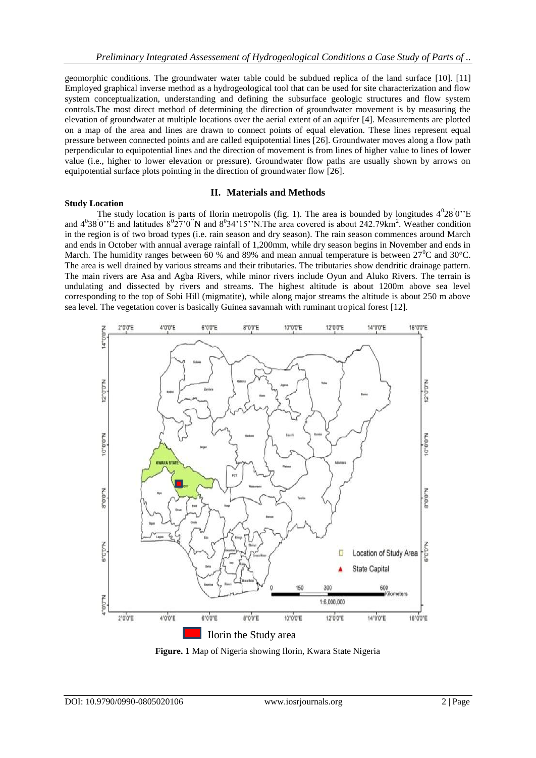geomorphic conditions. The groundwater water table could be subdued replica of the land surface [10]. [11] Employed graphical inverse method as a hydrogeological tool that can be used for site characterization and flow system conceptualization, understanding and defining the subsurface geologic structures and flow system controls.The most direct method of determining the direction of groundwater movement is by measuring the elevation of groundwater at multiple locations over the aerial extent of an aquifer [4]. Measurements are plotted on a map of the area and lines are drawn to connect points of equal elevation. These lines represent equal pressure between connected points and are called equipotential lines [26]. Groundwater moves along a flow path perpendicular to equipotential lines and the direction of movement is from lines of higher value to lines of lower value (i.e., higher to lower elevation or pressure). Groundwater flow paths are usually shown by arrows on equipotential surface plots pointing in the direction of groundwater flow [26].

## II. Materials and Methods

**Study Location**

The study location is parts of Ilorin metropolis (fig. 1). The area is bounded by longitudes $4^0 28' 0''$E and $4^0 38' 0''$E and latitudes $8^0 27' 0''$N and $8^0 34' 15''$N.The area covered is about 242.79km$^2$. Weather condition in the region is of two broad types (i.e. rain season and dry season). The rain season commences around March and ends in October with annual average rainfall of 1,200mm, while dry season begins in November and ends in March. The humidity ranges between 60 % and 89% and mean annual temperature is between $27^0$C and 30°C. The area is well drained by various streams and their tributaries. The tributaries show dendritic drainage pattern. The main rivers are Asa and Agba Rivers, while minor rivers include Oyun and Aluko Rivers. The terrain is undulating and dissected by rivers and streams. The highest altitude is about 1200m above sea level corresponding to the top of Sobi Hill (migmatite), while along major streams the altitude is about 250 m above sea level. The vegetation cover is basically Guinea savannah with ruminant tropical forest [12].

Ilorin the Study area

**Figure. 1** Map of Nigeria showing Ilorin, Kwara State Nigeria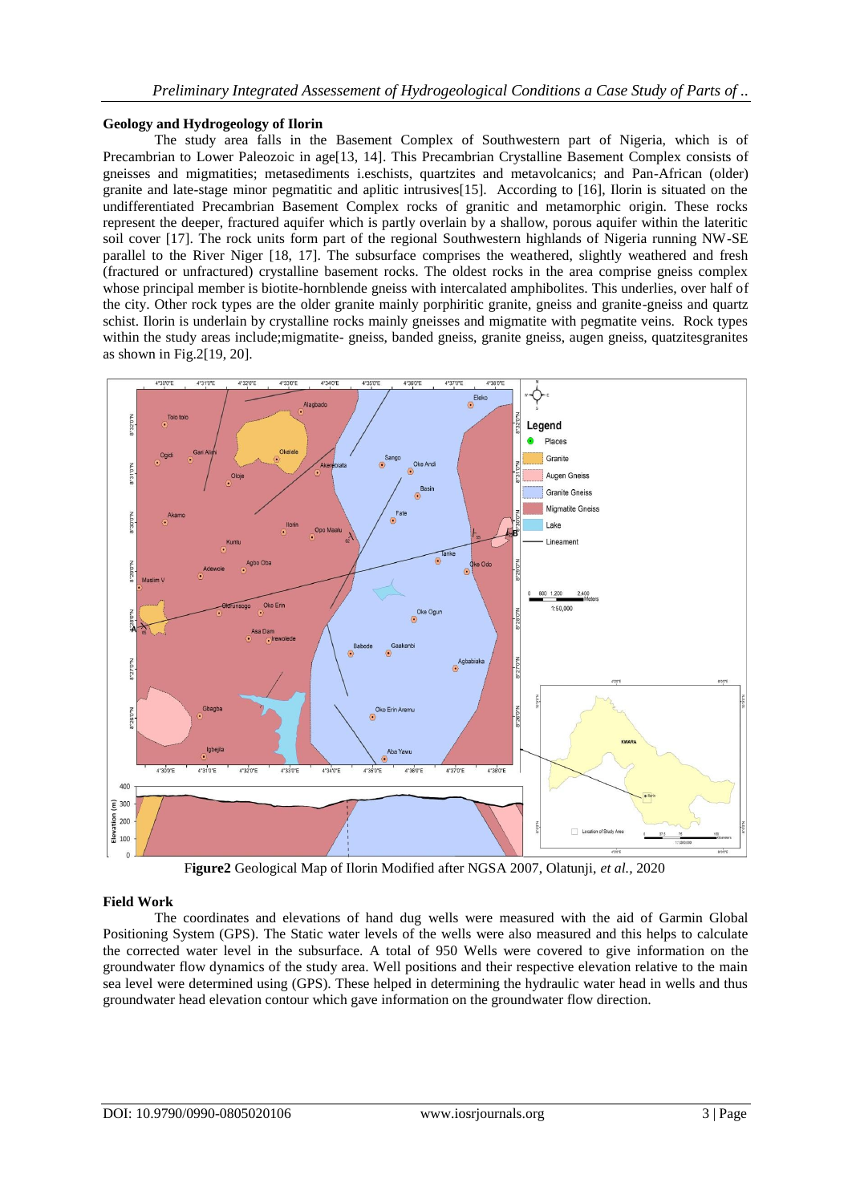## Geology and Hydrogeology of Ilorin

The study area falls in the Basement Complex of Southwestern part of Nigeria, which is of Precambrian to Lower Paleozoic in age[13, 14]. This Precambrian Crystalline Basement Complex consists of gneisses and migmatities; metasediments i.eschists, quartzites and metavolcanics; and Pan-African (older) granite and late-stage minor pegmatitic and aplitic intrusives[15]. According to [16], Ilorin is situated on the undifferentiated Precambrian Basement Complex rocks of granitic and metamorphic origin. These rocks represent the deeper, fractured aquifer which is partly overlain by a shallow, porous aquifer within the lateritic soil cover [17]. The rock units form part of the regional Southwestern highlands of Nigeria running NW-SE parallel to the River Niger [18, 17]. The subsurface comprises the weathered, slightly weathered and fresh (fractured or unfractured) crystalline basement rocks. The oldest rocks in the area comprise gneiss complex whose principal member is biotite-hornblende gneiss with intercalated amphibolites. This underlies, over half of the city. Other rock types are the older granite mainly porphiritic granite, gneiss and granite-gneiss and quartz schist. Ilorin is underlain by crystalline rocks mainly gneisses and migmatite with pegmatite veins. Rock types within the study areas include;migmatite- gneiss, banded gneiss, granite gneiss, augen gneiss, quatzitesgranites as shown in Fig.2[19, 20].

**Figure2** Geological Map of Ilorin Modified after NGSA 2007, Olatunji, *et al.*, 2020

## Field Work

The coordinates and elevations of hand dug wells were measured with the aid of Garmin Global Positioning System (GPS). The Static water levels of the wells were also measured and this helps to calculate the corrected water level in the subsurface. A total of 950 Wells were covered to give information on the groundwater flow dynamics of the study area. Well positions and their respective elevation relative to the main sea level were determined using (GPS). These helped in determining the hydraulic water head in wells and thus groundwater head elevation contour which gave information on the groundwater flow direction.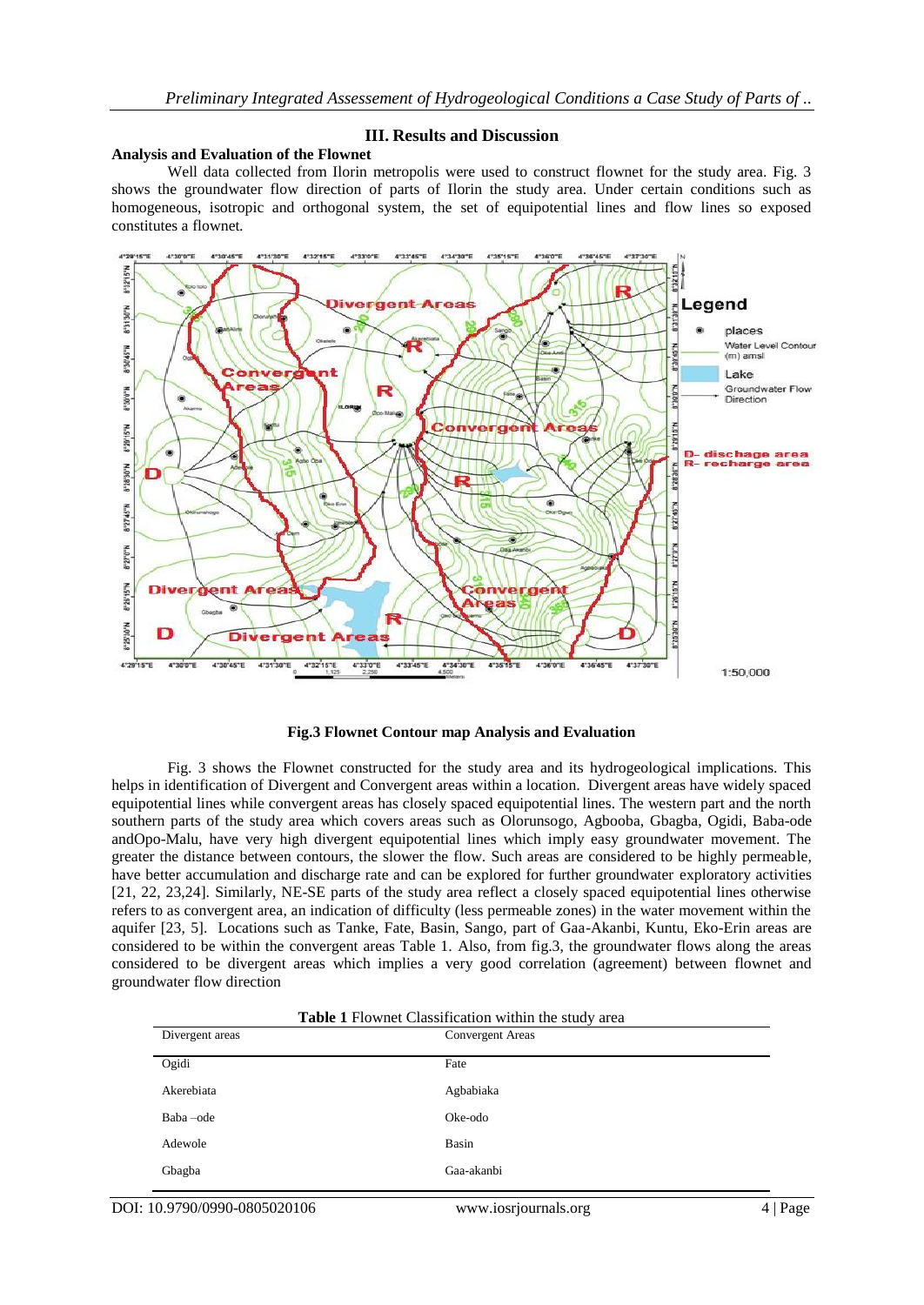## III. Results and Discussion

### Analysis and Evaluation of the Flownet

Well data collected from Ilorin metropolis were used to construct flownet for the study area. Fig. 3 shows the groundwater flow direction of parts of Ilorin the study area. Under certain conditions such as homogeneous, isotropic and orthogonal system, the set of equipotential lines and flow lines so exposed constitutes a flownet.

**Fig.3 Flownet Contour map Analysis and Evaluation**

Fig. 3 shows the Flownet constructed for the study area and its hydrogeological implications. This helps in identification of Divergent and Convergent areas within a location. Divergent areas have widely spaced equipotential lines while convergent areas has closely spaced equipotential lines. The western part and the north southern parts of the study area which covers areas such as Olorunsogo, Agbooba, Gbagba, Ogidi, Baba-ode andOpo-Malu, have very high divergent equipotential lines which imply easy groundwater movement. The greater the distance between contours, the slower the flow. Such areas are considered to be highly permeable, have better accumulation and discharge rate and can be explored for further groundwater exploratory activities [21, 22, 23,24]. Similarly, NE-SE parts of the study area reflect a closely spaced equipotential lines otherwise refers to as convergent area, an indication of difficulty (less permeable zones) in the water movement within the aquifer [23, 5]. Locations such as Tanke, Fate, Basin, Sango, part of Gaa-Akanbi, Kuntu, Eko-Erin areas are considered to be within the convergent areas Table 1. Also, from fig.3, the groundwater flows along the areas considered to be divergent areas which implies a very good correlation (agreement) between flownet and groundwater flow direction

**Table 1** Flownet Classification within the study area

| Divergent areas | Convergent Areas |
|---|---|
| Ogidi | Fate |
| Akerebiata | Agbabiaka |
| Baba –ode | Oke-odo |
| Adewole | Basin |
| Gbagba | Gaa-akanbi |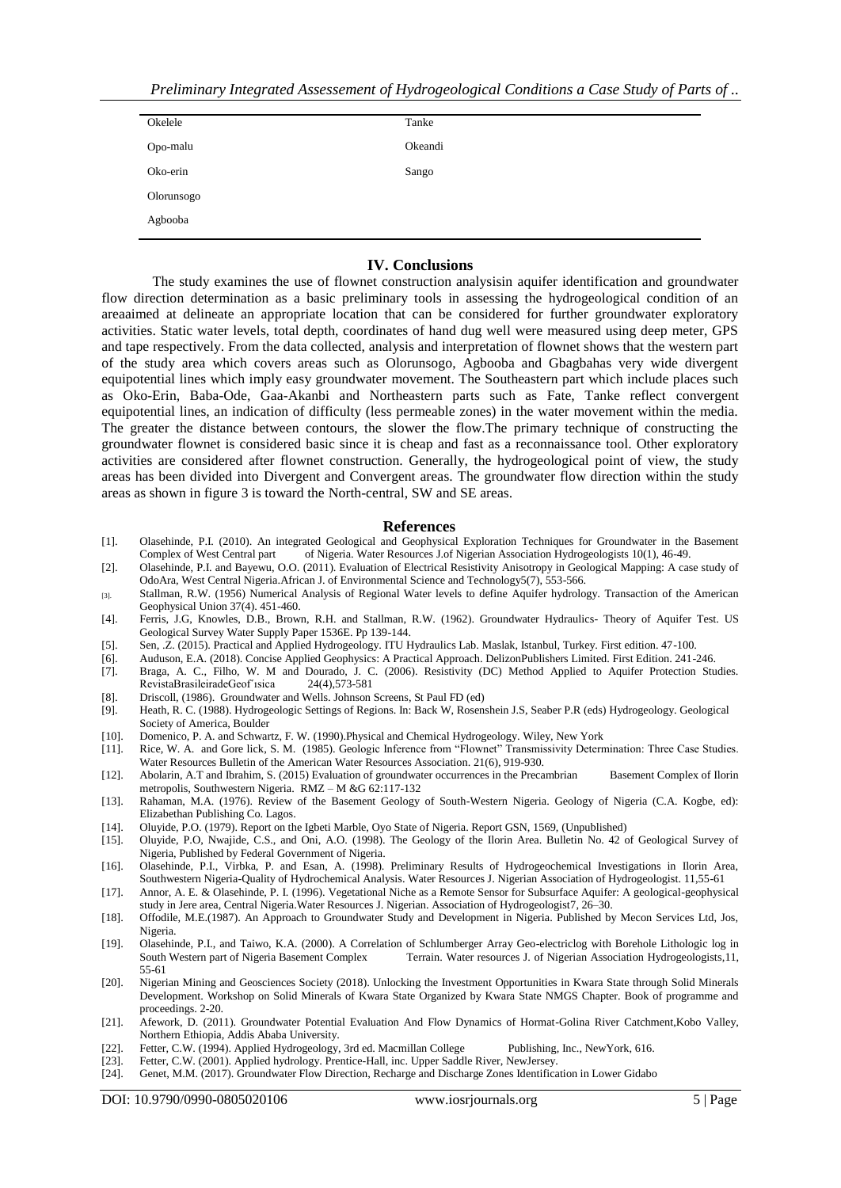| Okelele | Tanke |
|---|---|
| Opo-malu | Okeandi |
| Oko-erin | Sango |
| Olorunsogo | |
| Agbooba | |

## IV. Conclusions

The study examines the use of flownet construction analysisin aquifer identification and groundwater flow direction determination as a basic preliminary tools in assessing the hydrogeological condition of an areaaimed at delineate an appropriate location that can be considered for further groundwater exploratory activities. Static water levels, total depth, coordinates of hand dug well were measured using deep meter, GPS and tape respectively. From the data collected, analysis and interpretation of flownet shows that the western part of the study area which covers areas such as Olorunsogo, Agbooba and Gbagbahas very wide divergent equipotential lines which imply easy groundwater movement. The Southeastern part which include places such as Oko-Erin, Baba-Ode, Gaa-Akanbi and Northeastern parts such as Fate, Tanke reflect convergent equipotential lines, an indication of difficulty (less permeable zones) in the water movement within the media. The greater the distance between contours, the slower the flow.The primary technique of constructing the groundwater flownet is considered basic since it is cheap and fast as a reconnaissance tool. Other exploratory activities are considered after flownet construction. Generally, the hydrogeological point of view, the study areas has been divided into Divergent and Convergent areas. The groundwater flow direction within the study areas as shown in figure 3 is toward the North-central, SW and SE areas.

## References

[1]. Olasehinde, P.I. (2010). An integrated Geological and Geophysical Exploration Techniques for Groundwater in the Basement Complex of West Central part of Nigeria. Water Resources J.of Nigerian Association Hydrogeologists 10(1), 46-49.

[2]. Olasehinde, P.I. and Bayewu, O.O. (2011). Evaluation of Electrical Resistivity Anisotropy in Geological Mapping: A case study of OdoAra, West Central Nigeria.African J. of Environmental Science and Technology5(7), 553-566.

[3]. Stallman, R.W. (1956) Numerical Analysis of Regional Water levels to define Aquifer hydrology. Transaction of the American Geophysical Union 37(4). 451-460.

[4]. Ferris, J.G, Knowles, D.B., Brown, R.H. and Stallman, R.W. (1962). Groundwater Hydraulics- Theory of Aquifer Test. US Geological Survey Water Supply Paper 1536E. Pp 139-144.

[5]. Sen, .Z. (2015). Practical and Applied Hydrogeology. ITU Hydraulics Lab. Maslak, Istanbul, Turkey. First edition. 47-100.

[6]. Auduson, E.A. (2018). Concise Applied Geophysics: A Practical Approach. DelizonPublishers Limited. First Edition. 241-246.

[7]. Braga, A. C., Filho, W. M and Dourado, J. C. (2006). Resistivity (DC) Method Applied to Aquifer Protection Studies. RevistaBrasileiradeGeof ́ısica 24(4),573-581

[8]. Driscoll, (1986). Groundwater and Wells. Johnson Screens, St Paul FD (ed)

[9]. Heath, R. C. (1988). Hydrogeologic Settings of Regions. In: Back W, Rosenshein J.S, Seaber P.R (eds) Hydrogeology. Geological Society of America, Boulder

[10]. Domenico, P. A. and Schwartz, F. W. (1990).Physical and Chemical Hydrogeology. Wiley, New York

[11]. Rice, W. A. and Gore lick, S. M. (1985). Geologic Inference from "Flownet" Transmissivity Determination: Three Case Studies. Water Resources Bulletin of the American Water Resources Association. 21(6), 919-930.

[12]. Abolarin, A.T and Ibrahim, S. (2015) Evaluation of groundwater occurrences in the Precambrian Basement Complex of Ilorin metropolis, Southwestern Nigeria. RMZ – M &G 62:117-132

[13]. Rahaman, M.A. (1976). Review of the Basement Geology of South-Western Nigeria. Geology of Nigeria (C.A. Kogbe, ed): Elizabethan Publishing Co. Lagos.

[14]. Oluyide, P.O. (1979). Report on the Igbeti Marble, Oyo State of Nigeria. Report GSN, 1569, (Unpublished)

[15]. Oluyide, P.O, Nwajide, C.S., and Oni, A.O. (1998). The Geology of the Ilorin Area. Bulletin No. 42 of Geological Survey of Nigeria, Published by Federal Government of Nigeria.

[16]. Olasehinde, P.I., Virbka, P. and Esan, A. (1998). Preliminary Results of Hydrogeochemical Investigations in Ilorin Area, Southwestern Nigeria-Quality of Hydrochemical Analysis. Water Resources J. Nigerian Association of Hydrogeologist. 11,55-61

[17]. Annor, A. E. & Olasehinde, P. I. (1996). Vegetational Niche as a Remote Sensor for Subsurface Aquifer: A geological-geophysical study in Jere area, Central Nigeria.Water Resources J. Nigerian. Association of Hydrogeologist7, 26–30.

[18]. Offodile, M.E.(1987). An Approach to Groundwater Study and Development in Nigeria. Published by Mecon Services Ltd, Jos, Nigeria.

[19]. Olasehinde, P.I., and Taiwo, K.A. (2000). A Correlation of Schlumberger Array Geo-electriclog with Borehole Lithologic log in South Western part of Nigeria Basement Complex Terrain. Water resources J. of Nigerian Association Hydrogeologists,11, 55-61

[20]. Nigerian Mining and Geosciences Society (2018). Unlocking the Investment Opportunities in Kwara State through Solid Minerals Development. Workshop on Solid Minerals of Kwara State Organized by Kwara State NMGS Chapter. Book of programme and proceedings. 2-20.

[21]. Afework, D. (2011). Groundwater Potential Evaluation And Flow Dynamics of Hormat-Golina River Catchment,Kobo Valley, Northern Ethiopia, Addis Ababa University.

[22]. Fetter, C.W. (1994). Applied Hydrogeology, 3rd ed. Macmillan College Publishing, Inc., NewYork, 616.

[23]. Fetter, C.W. (2001). Applied hydrology. Prentice-Hall, inc. Upper Saddle River, NewJersey.

[24]. Genet, M.M. (2017). Groundwater Flow Direction, Recharge and Discharge Zones Identification in Lower Gidabo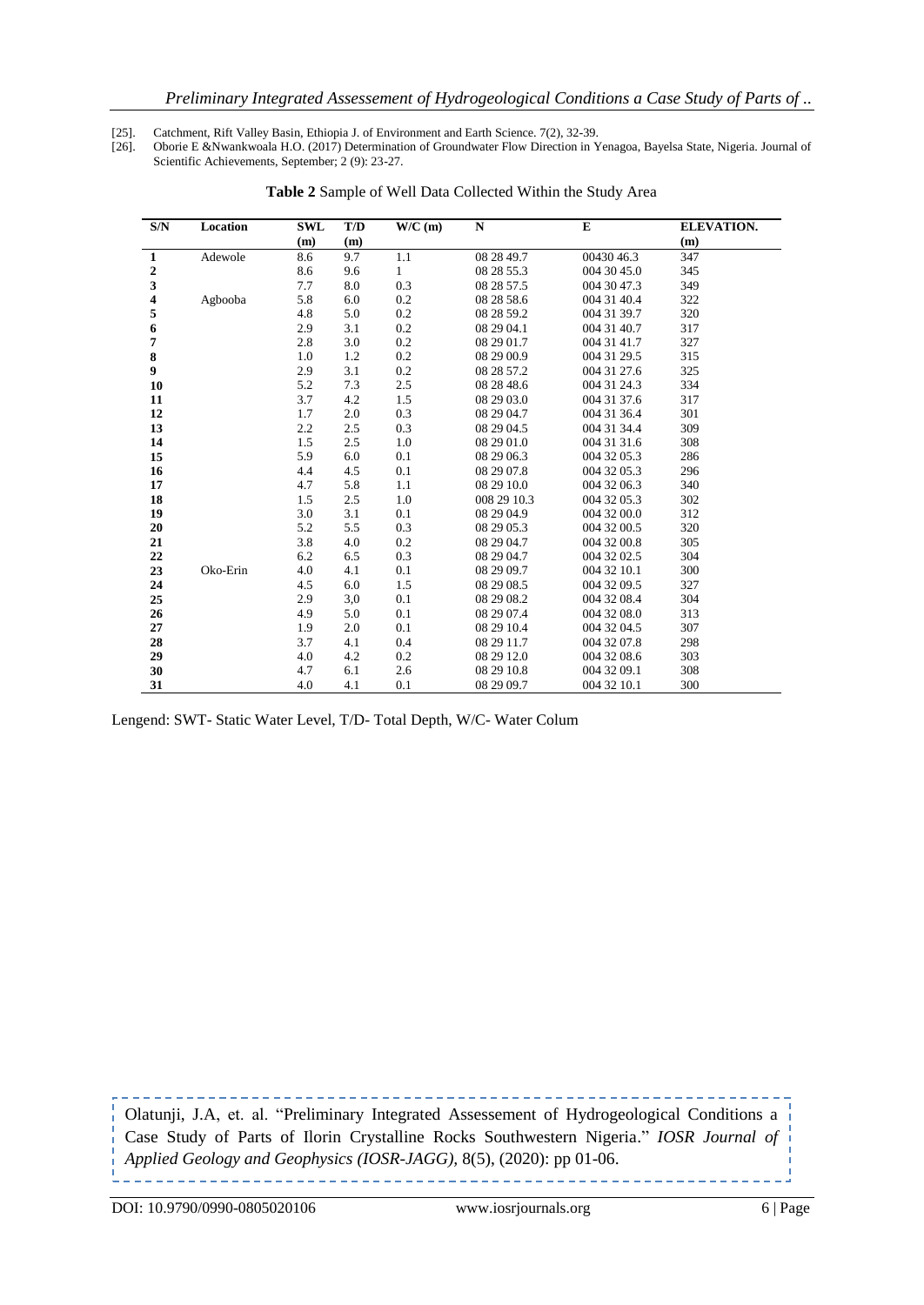[25]. Catchment, Rift Valley Basin, Ethiopia J. of Environment and Earth Science. 7(2), 32-39.

[26]. Oborie E &Nwankwoala H.O. (2017) Determination of Groundwater Flow Direction in Yenagoa, Bayelsa State, Nigeria. Journal of Scientific Achievements, September; 2 (9): 23-27.

**Table 2** Sample of Well Data Collected Within the Study Area

| S/N | Location | SWL (m) | T/D (m) | W/C (m) | N | E | ELEVATION. (m) |
|---|---|---|---|---|---|---|---|
| 1 | Adewole | 8.6 | 9.7 | 1.1 | 08 28 49.7 | 00430 46.3 | 347 |
| 2 | | 8.6 | 9.6 | 1 | 08 28 55.3 | 004 30 45.0 | 345 |
| 3 | | 7.7 | 8.0 | 0.3 | 08 28 57.5 | 004 30 47.3 | 349 |
| 4 | Agbooba | 5.8 | 6.0 | 0.2 | 08 28 58.6 | 004 31 40.4 | 322 |
| 5 | | 4.8 | 5.0 | 0.2 | 08 28 59.2 | 004 31 39.7 | 320 |
| 6 | | 2.9 | 3.1 | 0.2 | 08 29 04.1 | 004 31 40.7 | 317 |
| 7 | | 2.8 | 3.0 | 0.2 | 08 29 01.7 | 004 31 41.7 | 327 |
| 8 | | 1.0 | 1.2 | 0.2 | 08 29 00.9 | 004 31 29.5 | 315 |
| 9 | | 2.9 | 3.1 | 0.2 | 08 28 57.2 | 004 31 27.6 | 325 |
| 10 | | 5.2 | 7.3 | 2.5 | 08 28 48.6 | 004 31 24.3 | 334 |
| 11 | | 3.7 | 4.2 | 1.5 | 08 29 03.0 | 004 31 37.6 | 317 |
| 12 | | 1.7 | 2.0 | 0.3 | 08 29 04.7 | 004 31 36.4 | 301 |
| 13 | | 2.2 | 2.5 | 0.3 | 08 29 04.5 | 004 31 34.4 | 309 |
| 14 | | 1.5 | 2.5 | 1.0 | 08 29 01.0 | 004 31 31.6 | 308 |
| 15 | | 5.9 | 6.0 | 0.1 | 08 29 06.3 | 004 32 05.3 | 286 |
| 16 | | 4.4 | 4.5 | 0.1 | 08 29 07.8 | 004 32 05.3 | 296 |
| 17 | | 4.7 | 5.8 | 1.1 | 08 29 10.0 | 004 32 06.3 | 340 |
| 18 | | 1.5 | 2.5 | 1.0 | 008 29 10.3 | 004 32 05.3 | 302 |
| 19 | | 3.0 | 3.1 | 0.1 | 08 29 04.9 | 004 32 00.0 | 312 |
| 20 | | 5.2 | 5.5 | 0.3 | 08 29 05.3 | 004 32 00.5 | 320 |
| 21 | | 3.8 | 4.0 | 0.2 | 08 29 04.7 | 004 32 00.8 | 305 |
| 22 | | 6.2 | 6.5 | 0.3 | 08 29 04.7 | 004 32 02.5 | 304 |
| 23 | Oko-Erin | 4.0 | 4.1 | 0.1 | 08 29 09.7 | 004 32 10.1 | 300 |
| 24 | | 4.5 | 6.0 | 1.5 | 08 29 08.5 | 004 32 09.5 | 327 |
| 25 | | 2.9 | 3,0 | 0.1 | 08 29 08.2 | 004 32 08.4 | 304 |
| 26 | | 4.9 | 5.0 | 0.1 | 08 29 07.4 | 004 32 08.0 | 313 |
| 27 | | 1.9 | 2.0 | 0.1 | 08 29 10.4 | 004 32 04.5 | 307 |
| 28 | | 3.7 | 4.1 | 0.4 | 08 29 11.7 | 004 32 07.8 | 298 |
| 29 | | 4.0 | 4.2 | 0.2 | 08 29 12.0 | 004 32 08.6 | 303 |
| 30 | | 4.7 | 6.1 | 2.6 | 08 29 10.8 | 004 32 09.1 | 308 |
| 31 | | 4.0 | 4.1 | 0.1 | 08 29 09.7 | 004 32 10.1 | 300 |

Lengend: SWT- Static Water Level, T/D- Total Depth, W/C- Water Colum

Olatunji, J.A, et. al. "Preliminary Integrated Assessement of Hydrogeological Conditions a Case Study of Parts of Ilorin Crystalline Rocks Southwestern Nigeria." *IOSR Journal of Applied Geology and Geophysics (IOSR-JAGG)*, 8(5), (2020): pp 01-06.